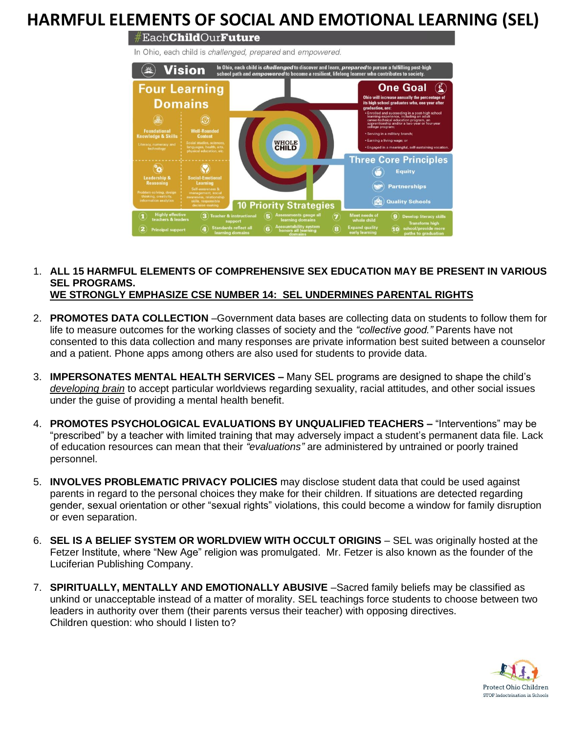# HARMFUL ELEMENTS OF SOCIAL AND EMOTIONAL LEARNING (SEL)

#EachChildOurFuture

In Ohio, each child is *challenged*, *prepared* and *empowered*.

**Vision** – In Ohio, each child is ***challenged*** to discover and learn, ***prepared*** to pursue a fulfilling post-high school path and ***empowered*** to become a resilient, lifelong learner who contributes to society.

**Four Learning Domains**

- **Foundational Knowledge & Skills** – Literacy, numeracy and technology
- **Well-Rounded Content** – Social studies, sciences, languages, health, arts, physical education, etc.
- **Leadership & Reasoning** – Problem-solving, design thinking, creativity, information analytics
- **Social-Emotional Learning** – Self-awareness & management, social awareness, relationship skills, responsible decision-making

**WHOLE CHILD**

**One Goal** – Ohio will increase annually the percentage of its high school graduates who, one year after graduation, are:

- Enrolled and succeeding in a post-high school learning experience, including an adult career-technical education program, an apprenticeship and/or a two-year or four-year college program;
- Serving in a military branch;
- Earning a living wage; or
- Engaged in a meaningful, self-sustaining vocation.

**Three Core Principles**

- Equity
- Partnerships
- Quality Schools

**10 Priority Strategies**

1. Highly effective teachers & leaders
2. Principal support
3. Teacher & instructional support
4. Standards reflect all learning domains
5. Assessments gauge all learning domains
6. Accountability system honors all learning domains
7. Meet needs of whole child
8. Expand quality early learning
9. Develop literacy skills
10. Transform high school/provide more paths to graduation

1. **ALL 15 HARMFUL ELEMENTS OF COMPREHENSIVE SEX EDUCATION MAY BE PRESENT IN VARIOUS SEL PROGRAMS.**
   **<u>WE STRONGLY EMPHASIZE CSE NUMBER 14: SEL UNDERMINES PARENTAL RIGHTS</u>**

2. **PROMOTES DATA COLLECTION** –Government data bases are collecting data on students to follow them for life to measure outcomes for the working classes of society and the *"collective good."* Parents have not consented to this data collection and many responses are private information best suited between a counselor and a patient. Phone apps among others are also used for students to provide data.

3. **IMPERSONATES MENTAL HEALTH SERVICES –** Many SEL programs are designed to shape the child's *<u>developing brain</u>* to accept particular worldviews regarding sexuality, racial attitudes, and other social issues under the guise of providing a mental health benefit.

4. **PROMOTES PSYCHOLOGICAL EVALUATIONS BY UNQUALIFIED TEACHERS –** "Interventions" may be "prescribed" by a teacher with limited training that may adversely impact a student's permanent data file. Lack of education resources can mean that their *"evaluations"* are administered by untrained or poorly trained personnel.

5. **INVOLVES PROBLEMATIC PRIVACY POLICIES** may disclose student data that could be used against parents in regard to the personal choices they make for their children. If situations are detected regarding gender, sexual orientation or other "sexual rights" violations, this could become a window for family disruption or even separation.

6. **SEL IS A BELIEF SYSTEM OR WORLDVIEW WITH OCCULT ORIGINS** – SEL was originally hosted at the Fetzer Institute, where "New Age" religion was promulgated. Mr. Fetzer is also known as the founder of the Luciferian Publishing Company.

7. **SPIRITUALLY, MENTALLY AND EMOTIONALLY ABUSIVE** –Sacred family beliefs may be classified as unkind or unacceptable instead of a matter of morality. SEL teachings force students to choose between two leaders in authority over them (their parents versus their teacher) with opposing directives.
   Children question: who should I listen to?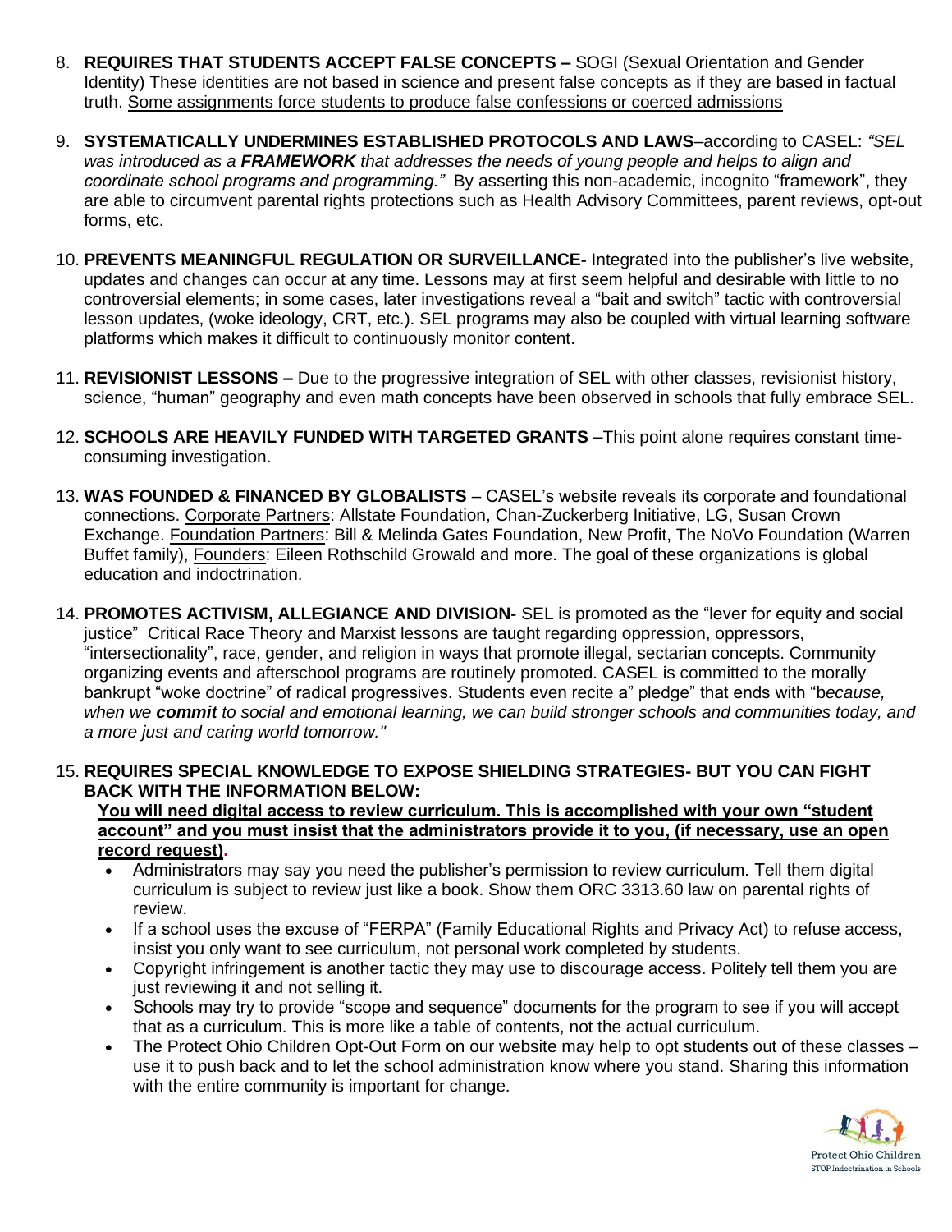8. **REQUIRES THAT STUDENTS ACCEPT FALSE CONCEPTS –** SOGI (Sexual Orientation and Gender Identity) These identities are not based in science and present false concepts as if they are based in factual truth. <u>Some assignments force students to produce false confessions or coerced admissions</u>

9. **SYSTEMATICALLY UNDERMINES ESTABLISHED PROTOCOLS AND LAWS**–according to CASEL: *"SEL was introduced as a **FRAMEWORK** that addresses the needs of young people and helps to align and coordinate school programs and programming."* By asserting this non-academic, incognito "framework", they are able to circumvent parental rights protections such as Health Advisory Committees, parent reviews, opt-out forms, etc.

10. **PREVENTS MEANINGFUL REGULATION OR SURVEILLANCE-** Integrated into the publisher's live website, updates and changes can occur at any time. Lessons may at first seem helpful and desirable with little to no controversial elements; in some cases, later investigations reveal a "bait and switch" tactic with controversial lesson updates, (woke ideology, CRT, etc.). SEL programs may also be coupled with virtual learning software platforms which makes it difficult to continuously monitor content.

11. **REVISIONIST LESSONS –** Due to the progressive integration of SEL with other classes, revisionist history, science, "human" geography and even math concepts have been observed in schools that fully embrace SEL.

12. **SCHOOLS ARE HEAVILY FUNDED WITH TARGETED GRANTS –**This point alone requires constant time-consuming investigation.

13. **WAS FOUNDED & FINANCED BY GLOBALISTS** – CASEL's website reveals its corporate and foundational connections. <u>Corporate Partners</u>: Allstate Foundation, Chan-Zuckerberg Initiative, LG, Susan Crown Exchange. <u>Foundation Partners</u>: Bill & Melinda Gates Foundation, New Profit, The NoVo Foundation (Warren Buffet family), <u>Founders</u>: Eileen Rothschild Growald and more. The goal of these organizations is global education and indoctrination.

14. **PROMOTES ACTIVISM, ALLEGIANCE AND DIVISION-** SEL is promoted as the "lever for equity and social justice" Critical Race Theory and Marxist lessons are taught regarding oppression, oppressors, "intersectionality", race, gender, and religion in ways that promote illegal, sectarian concepts. Community organizing events and afterschool programs are routinely promoted. CASEL is committed to the morally bankrupt "woke doctrine" of radical progressives. Students even recite a" pledge" that ends with "b*ecause, when we **commit** to social and emotional learning, we can build stronger schools and communities today, and a more just and caring world tomorrow."*

15. **REQUIRES SPECIAL KNOWLEDGE TO EXPOSE SHIELDING STRATEGIES- BUT YOU CAN FIGHT BACK WITH THE INFORMATION BELOW:**

    **<u>You will need digital access to review curriculum. This is accomplished with your own "student account" and you must insist that the administrators provide it to you, (if necessary, use an open record request).</u>**

    - Administrators may say you need the publisher's permission to review curriculum. Tell them digital curriculum is subject to review just like a book. Show them ORC 3313.60 law on parental rights of review.
    - If a school uses the excuse of "FERPA" (Family Educational Rights and Privacy Act) to refuse access, insist you only want to see curriculum, not personal work completed by students.
    - Copyright infringement is another tactic they may use to discourage access. Politely tell them you are just reviewing it and not selling it.
    - Schools may try to provide "scope and sequence" documents for the program to see if you will accept that as a curriculum. This is more like a table of contents, not the actual curriculum.
    - The Protect Ohio Children Opt-Out Form on our website may help to opt students out of these classes – use it to push back and to let the school administration know where you stand. Sharing this information with the entire community is important for change.

Protect Ohio Children
STOP Indoctrination in Schools